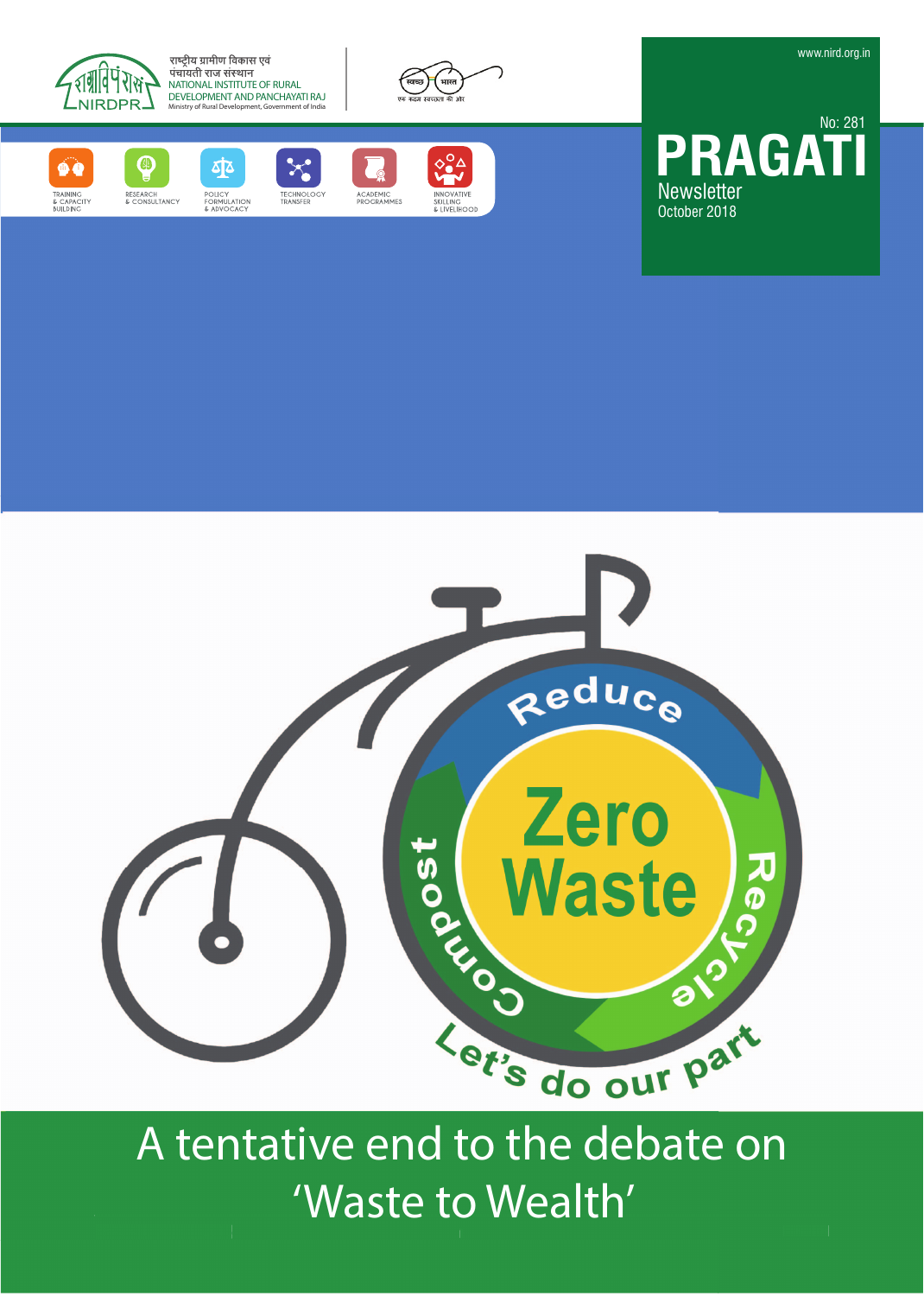राष्ट्रीय ग्रामीण विकास एवं पंचायती राज संस्थान
NATIONAL INSTITUTE OF RURAL DEVELOPMENT AND PANCHAYATI RAJ
Ministry of Rural Development, Government of India

NIRDPR

स्वच्छ भारत
एक कदम स्वच्छता की ओर

TRAINING & CAPACITY BUILDING | RESEARCH & CONSULTANCY | POLICY FORMULATION & ADVOCACY | TECHNOLOGY TRANSFER | ACADEMIC PROGRAMMES | INNOVATIVE SKILLING & LIVELIHOOD

www.nird.org.in

No: 281

# PRAGATI

Newsletter
October 2018

Reduce
Zero Waste
Recycle
Compost
Let's do our part

# A tentative end to the debate on 'Waste to Wealth'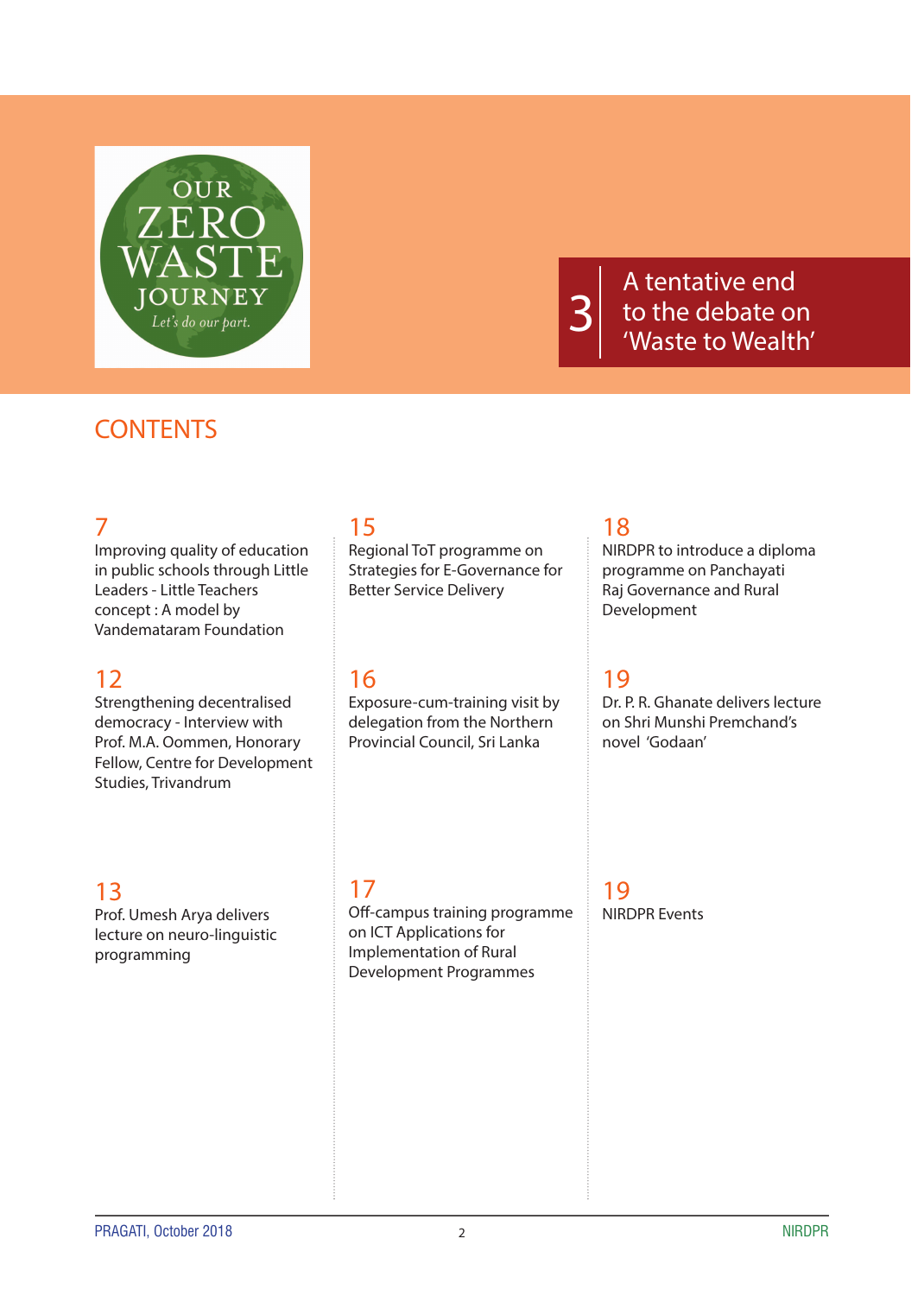OUR ZERO WASTE JOURNEY

*Let's do our part.*

3 A tentative end to the debate on 'Waste to Wealth'

# CONTENTS

**7**
Improving quality of education in public schools through Little Leaders - Little Teachers concept : A model by Vandemataram Foundation

**12**
Strengthening decentralised democracy - Interview with Prof. M.A. Oommen, Honorary Fellow, Centre for Development Studies, Trivandrum

**13**
Prof. Umesh Arya delivers lecture on neuro-linguistic programming

**15**
Regional ToT programme on Strategies for E-Governance for Better Service Delivery

**16**
Exposure-cum-training visit by delegation from the Northern Provincial Council, Sri Lanka

**17**
Off-campus training programme on ICT Applications for Implementation of Rural Development Programmes

**18**
NIRDPR to introduce a diploma programme on Panchayati Raj Governance and Rural Development

**19**
Dr. P. R. Ghanate delivers lecture on Shri Munshi Premchand's novel 'Godaan'

**19**
NIRDPR Events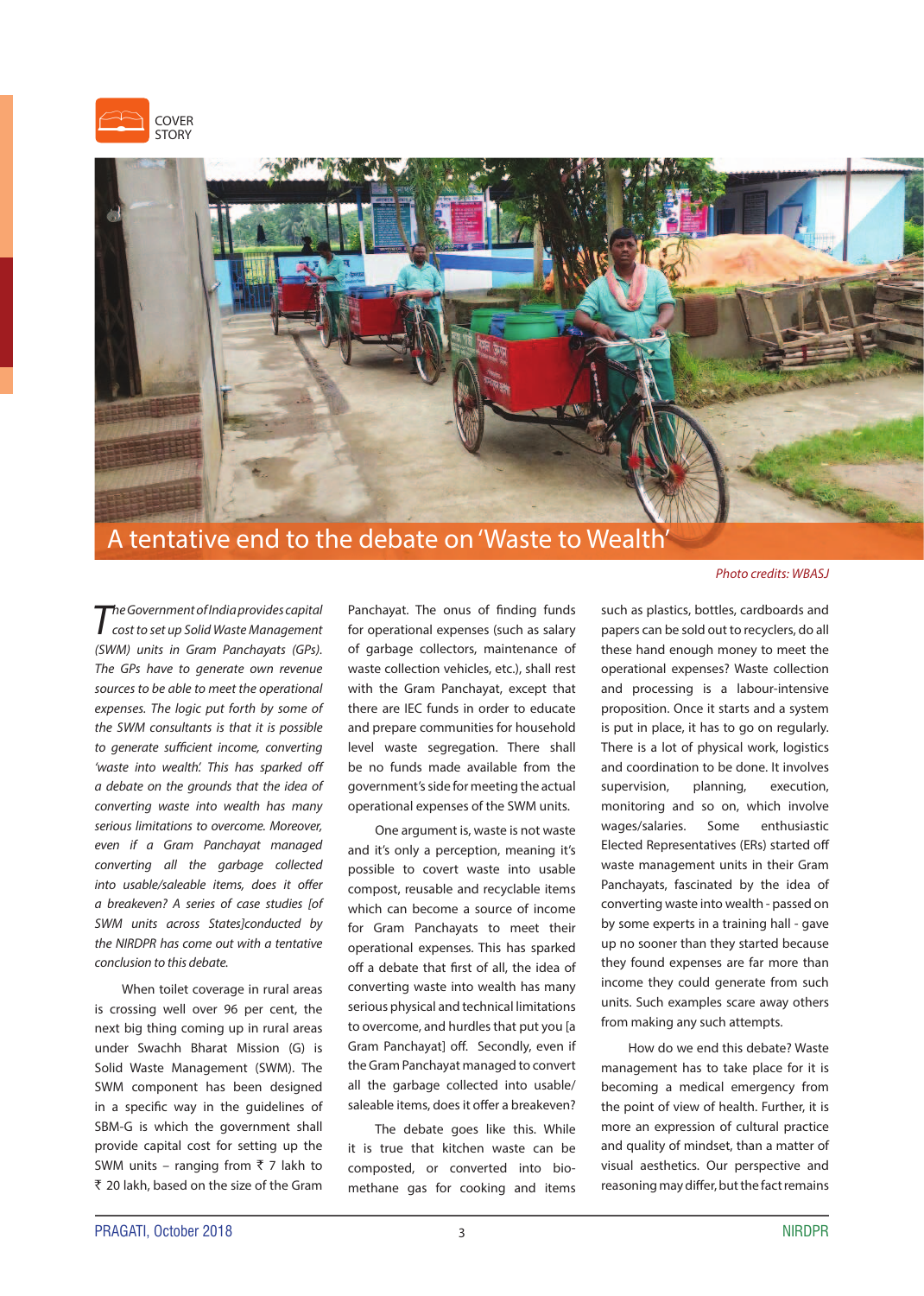COVER STORY

# A tentative end to the debate on 'Waste to Wealth'

Photo credits: WBASJ

*The Government of India provides capital cost to set up Solid Waste Management (SWM) units in Gram Panchayats (GPs). The GPs have to generate own revenue sources to be able to meet the operational expenses. The logic put forth by some of the SWM consultants is that it is possible to generate sufficient income, converting 'waste into wealth'. This has sparked off a debate on the grounds that the idea of converting waste into wealth has many serious limitations to overcome. Moreover, even if a Gram Panchayat managed converting all the garbage collected into usable/saleable items, does it offer a breakeven? A series of case studies [of SWM units across States]conducted by the NIRDPR has come out with a tentative conclusion to this debate.*

When toilet coverage in rural areas is crossing well over 96 per cent, the next big thing coming up in rural areas under Swachh Bharat Mission (G) is Solid Waste Management (SWM). The SWM component has been designed in a specific way in the guidelines of SBM-G is which the government shall provide capital cost for setting up the SWM units – ranging from ₹ 7 lakh to ₹ 20 lakh, based on the size of the Gram Panchayat. The onus of finding funds for operational expenses (such as salary of garbage collectors, maintenance of waste collection vehicles, etc.), shall rest with the Gram Panchayat, except that there are IEC funds in order to educate and prepare communities for household level waste segregation. There shall be no funds made available from the government's side for meeting the actual operational expenses of the SWM units.

One argument is, waste is not waste and it's only a perception, meaning it's possible to covert waste into usable compost, reusable and recyclable items which can become a source of income for Gram Panchayats to meet their operational expenses. This has sparked off a debate that first of all, the idea of converting waste into wealth has many serious physical and technical limitations to overcome, and hurdles that put you [a Gram Panchayat] off. Secondly, even if the Gram Panchayat managed to convert all the garbage collected into usable/ saleable items, does it offer a breakeven?

The debate goes like this. While it is true that kitchen waste can be composted, or converted into bio-methane gas for cooking and items such as plastics, bottles, cardboards and papers can be sold out to recyclers, do all these hand enough money to meet the operational expenses? Waste collection and processing is a labour-intensive proposition. Once it starts and a system is put in place, it has to go on regularly. There is a lot of physical work, logistics and coordination to be done. It involves supervision, planning, execution, monitoring and so on, which involve wages/salaries. Some enthusiastic Elected Representatives (ERs) started off waste management units in their Gram Panchayats, fascinated by the idea of converting waste into wealth - passed on by some experts in a training hall - gave up no sooner than they started because they found expenses are far more than income they could generate from such units. Such examples scare away others from making any such attempts.

How do we end this debate? Waste management has to take place for it is becoming a medical emergency from the point of view of health. Further, it is more an expression of cultural practice and quality of mindset, than a matter of visual aesthetics. Our perspective and reasoning may differ, but the fact remains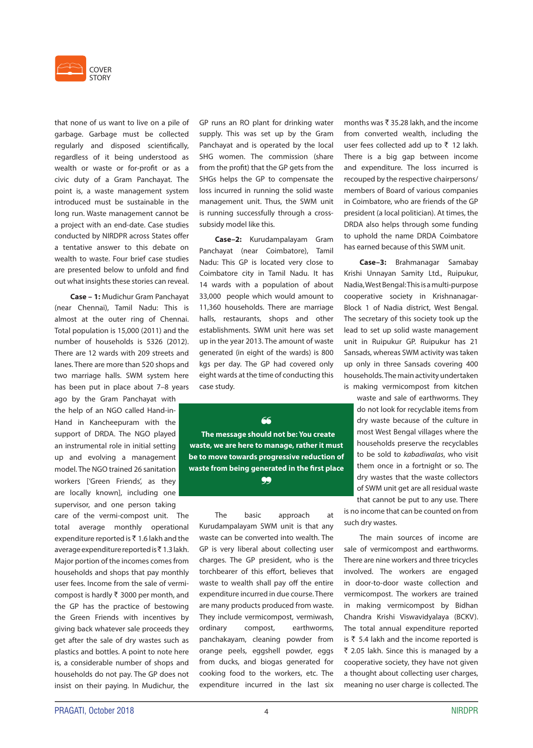that none of us want to live on a pile of garbage. Garbage must be collected regularly and disposed scientifically, regardless of it being understood as wealth or waste or for-profit or as a civic duty of a Gram Panchayat. The point is, a waste management system introduced must be sustainable in the long run. Waste management cannot be a project with an end-date. Case studies conducted by NIRDPR across States offer a tentative answer to this debate on wealth to waste. Four brief case studies are presented below to unfold and find out what insights these stories can reveal.

**Case – 1:** Mudichur Gram Panchayat (near Chennai), Tamil Nadu: This is almost at the outer ring of Chennai. Total population is 15,000 (2011) and the number of households is 5326 (2012). There are 12 wards with 209 streets and lanes. There are more than 520 shops and two marriage halls. SWM system here has been put in place about 7–8 years ago by the Gram Panchayat with the help of an NGO called Hand-in-Hand in Kancheepuram with the support of DRDA. The NGO played an instrumental role in initial setting up and evolving a management model. The NGO trained 26 sanitation workers ['Green Friends', as they are locally known], including one supervisor, and one person taking care of the vermi-compost unit. The total average monthly operational expenditure reported is ₹ 1.6 lakh and the average expenditure reported is ₹ 1.3 lakh. Major portion of the incomes come from households and shops that pay monthly user fees. Income from the sale of vermi-compost is hardly ₹ 3000 per month, and the GP has the practice of bestowing the Green Friends with incentives by giving back whatever sale proceeds they get after the sale of dry wastes such as plastics and bottles. A point to note here is, a considerable number of shops and households do not pay. The GP does not insist on their paying. In Mudichur, the GP runs an RO plant for drinking water supply. This was set up by the Gram Panchayat and is operated by the local SHG women. The commission (share from the profit) that the GP gets from the SHGs helps the GP to compensate the loss incurred in running the solid waste management unit. Thus, the SWM unit is running successfully through a cross-subsidy model like this.

**Case–2:** Kurudampalayam Gram Panchayat (near Coimbatore), Tamil Nadu: This GP is located very close to Coimbatore city in Tamil Nadu. It has 14 wards with a population of about 33,000 people which would amount to 11,360 households. There are marriage halls, restaurants, shops and other establishments. SWM unit here was set up in the year 2013. The amount of waste generated (in eight of the wards) is 800 kgs per day. The GP had covered only eight wards at the time of conducting this case study.

> **The message should not be: You create waste, we are here to manage, rather it must be to move towards progressive reduction of waste from being generated in the first place**

The basic approach at Kurudampalayam SWM unit is that any waste can be converted into wealth. The GP is very liberal about collecting user charges. The GP president, who is the torchbearer of this effort, believes that waste to wealth shall pay off the entire expenditure incurred in due course. There are many products produced from waste. They include vermicompost, vermiwash, ordinary compost, earthworms, panchakayam, cleaning powder from orange peels, eggshell powder, eggs from ducks, and biogas generated for cooking food to the workers, etc. The expenditure incurred in the last six months was ₹ 35.28 lakh, and the income from converted wealth, including the user fees collected add up to ₹ 12 lakh. There is a big gap between income and expenditure. The loss incurred is recouped by the respective chairpersons/members of Board of various companies in Coimbatore, who are friends of the GP president (a local politician). At times, the DRDA also helps through some funding to uphold the name DRDA Coimbatore has earned because of this SWM unit.

**Case–3:** Brahmanagar Samabay Krishi Unnayan Samity Ltd., Ruipukur, Nadia, West Bengal: This is a multi-purpose cooperative society in Krishnanagar-Block 1 of Nadia district, West Bengal. The secretary of this society took up the lead to set up solid waste management unit in Ruipukur GP. Ruipukur has 21 Sansads, whereas SWM activity was taken up only in three Sansads covering 400 households. The main activity undertaken is making vermicompost from kitchen waste and sale of earthworms. They do not look for recyclable items from dry waste because of the culture in most West Bengal villages where the households preserve the recyclables to be sold to *kabadiwalas*, who visit them once in a fortnight or so. The dry wastes that the waste collectors of SWM unit get are all residual waste that cannot be put to any use. There is no income that can be counted on from such dry wastes.

The main sources of income are sale of vermicompost and earthworms. There are nine workers and three tricycles involved. The workers are engaged in door-to-door waste collection and vermicompost. The workers are trained in making vermicompost by Bidhan Chandra Krishi Viswavidyalaya (BCKV). The total annual expenditure reported is ₹ 5.4 lakh and the income reported is ₹ 2.05 lakh. Since this is managed by a cooperative society, they have not given a thought about collecting user charges, meaning no user charge is collected. The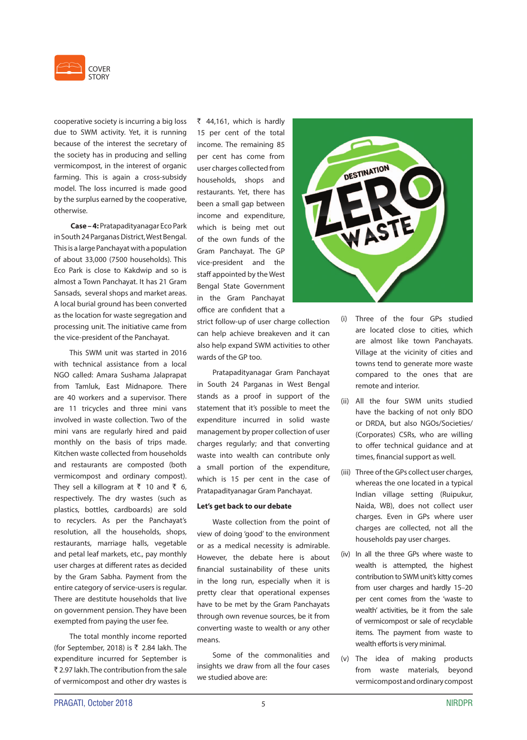cooperative society is incurring a big loss due to SWM activity. Yet, it is running because of the interest the secretary of the society has in producing and selling vermicompost, in the interest of organic farming. This is again a cross-subsidy model. The loss incurred is made good by the surplus earned by the cooperative, otherwise.

**Case – 4:** Pratapadityanagar Eco Park in South 24 Parganas District, West Bengal. This is a large Panchayat with a population of about 33,000 (7500 households). This Eco Park is close to Kakdwip and so is almost a Town Panchayat. It has 21 Gram Sansads, several shops and market areas. A local burial ground has been converted as the location for waste segregation and processing unit. The initiative came from the vice-president of the Panchayat.

This SWM unit was started in 2016 with technical assistance from a local NGO called: Amara Sushama Jalaprapat from Tamluk, East Midnapore. There are 40 workers and a supervisor. There are 11 tricycles and three mini vans involved in waste collection. Two of the mini vans are regularly hired and paid monthly on the basis of trips made. Kitchen waste collected from households and restaurants are composted (both vermicompost and ordinary compost). They sell a killogram at ₹ 10 and ₹ 6, respectively. The dry wastes (such as plastics, bottles, cardboards) are sold to recyclers. As per the Panchayat's resolution, all the households, shops, restaurants, marriage halls, vegetable and petal leaf markets, etc., pay monthly user charges at different rates as decided by the Gram Sabha. Payment from the entire category of service-users is regular. There are destitute households that live on government pension. They have been exempted from paying the user fee.

The total monthly income reported (for September, 2018) is ₹ 2.84 lakh. The expenditure incurred for September is ₹ 2.97 lakh. The contribution from the sale of vermicompost and other dry wastes is ₹ 44,161, which is hardly 15 per cent of the total income. The remaining 85 per cent has come from user charges collected from households, shops and restaurants. Yet, there has been a small gap between income and expenditure, which is being met out of the own funds of the Gram Panchayat. The GP vice-president and the staff appointed by the West Bengal State Government in the Gram Panchayat office are confident that a strict follow-up of user charge collection can help achieve breakeven and it can also help expand SWM activities to other wards of the GP too.

Pratapadityanagar Gram Panchayat in South 24 Parganas in West Bengal stands as a proof in support of the statement that it's possible to meet the expenditure incurred in solid waste management by proper collection of user charges regularly; and that converting waste into wealth can contribute only a small portion of the expenditure, which is 15 per cent in the case of Pratapadityanagar Gram Panchayat.

**Let's get back to our debate**

Waste collection from the point of view of doing 'good' to the environment or as a medical necessity is admirable. However, the debate here is about financial sustainability of these units in the long run, especially when it is pretty clear that operational expenses have to be met by the Gram Panchayats through own revenue sources, be it from converting waste to wealth or any other means.

Some of the commonalities and insights we draw from all the four cases we studied above are:

(i) Three of the four GPs studied are located close to cities, which are almost like town Panchayats. Village at the vicinity of cities and towns tend to generate more waste compared to the ones that are remote and interior.

(ii) All the four SWM units studied have the backing of not only BDO or DRDA, but also NGOs/Societies/ (Corporates) CSRs, who are willing to offer technical guidance and at times, financial support as well.

(iii) Three of the GPs collect user charges, whereas the one located in a typical Indian village setting (Ruipukur, Naida, WB), does not collect user charges. Even in GPs where user charges are collected, not all the households pay user charges.

(iv) In all the three GPs where waste to wealth is attempted, the highest contribution to SWM unit's kitty comes from user charges and hardly 15–20 per cent comes from the 'waste to wealth' activities, be it from the sale of vermicompost or sale of recyclable items. The payment from waste to wealth efforts is very minimal.

(v) The idea of making products from waste materials, beyond vermicompost and ordinary compost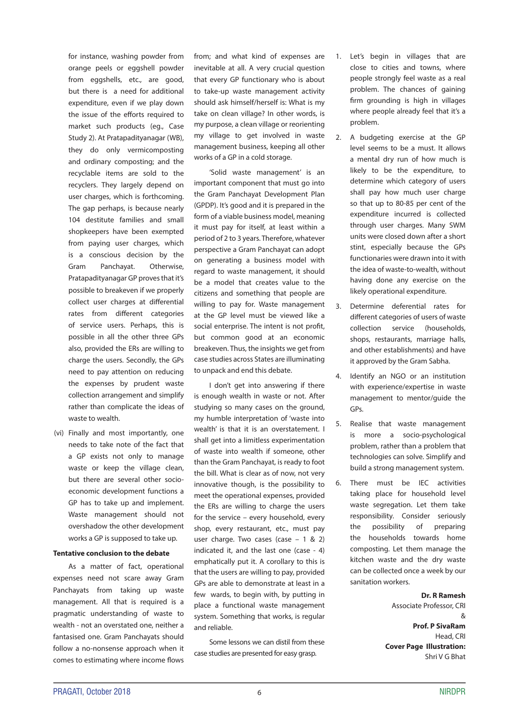for instance, washing powder from orange peels or eggshell powder from eggshells, etc., are good, but there is a need for additional expenditure, even if we play down the issue of the efforts required to market such products (eg., Case Study 2). At Pratapadityanagar (WB), they do only vermicomposting and ordinary composting; and the recyclable items are sold to the recyclers. They largely depend on user charges, which is forthcoming. The gap perhaps, is because nearly 104 destitute families and small shopkeepers have been exempted from paying user charges, which is a conscious decision by the Gram Panchayat. Otherwise, Pratapadityanagar GP proves that it's possible to breakeven if we properly collect user charges at differential rates from different categories of service users. Perhaps, this is possible in all the other three GPs also, provided the ERs are willing to charge the users. Secondly, the GPs need to pay attention on reducing the expenses by prudent waste collection arrangement and simplify rather than complicate the ideas of waste to wealth.

(vi) Finally and most importantly, one needs to take note of the fact that a GP exists not only to manage waste or keep the village clean, but there are several other socio-economic development functions a GP has to take up and implement. Waste management should not overshadow the other development works a GP is supposed to take up.

**Tentative conclusion to the debate**

As a matter of fact, operational expenses need not scare away Gram Panchayats from taking up waste management. All that is required is a pragmatic understanding of waste to wealth - not an overstated one, neither a fantasised one. Gram Panchayats should follow a no-nonsense approach when it comes to estimating where income flows from; and what kind of expenses are inevitable at all. A very crucial question that every GP functionary who is about to take-up waste management activity should ask himself/herself is: What is my take on clean village? In other words, is my purpose, a clean village or reorienting my village to get involved in waste management business, keeping all other works of a GP in a cold storage.

'Solid waste management' is an important component that must go into the Gram Panchayat Development Plan (GPDP). It's good and it is prepared in the form of a viable business model, meaning it must pay for itself, at least within a period of 2 to 3 years. Therefore, whatever perspective a Gram Panchayat can adopt on generating a business model with regard to waste management, it should be a model that creates value to the citizens and something that people are willing to pay for. Waste management at the GP level must be viewed like a social enterprise. The intent is not profit, but common good at an economic breakeven. Thus, the insights we get from case studies across States are illuminating to unpack and end this debate.

I don't get into answering if there is enough wealth in waste or not. After studying so many cases on the ground, my humble interpretation of 'waste into wealth' is that it is an overstatement. I shall get into a limitless experimentation of waste into wealth if someone, other than the Gram Panchayat, is ready to foot the bill. What is clear as of now, not very innovative though, is the possibility to meet the operational expenses, provided the ERs are willing to charge the users for the service – every household, every shop, every restaurant, etc., must pay user charge. Two cases (case – 1 & 2) indicated it, and the last one (case - 4) emphatically put it. A corollary to this is that the users are willing to pay, provided GPs are able to demonstrate at least in a few wards, to begin with, by putting in place a functional waste management system. Something that works, is regular and reliable.

Some lessons we can distil from these case studies are presented for easy grasp.

1. Let's begin in villages that are close to cities and towns, where people strongly feel waste as a real problem. The chances of gaining firm grounding is high in villages where people already feel that it's a problem.
2. A budgeting exercise at the GP level seems to be a must. It allows a mental dry run of how much is likely to be the expenditure, to determine which category of users shall pay how much user charge so that up to 80-85 per cent of the expenditure incurred is collected through user charges. Many SWM units were closed down after a short stint, especially because the GPs functionaries were drawn into it with the idea of waste-to-wealth, without having done any exercise on the likely operational expenditure.
3. Determine deferential rates for different categories of users of waste collection service (households, shops, restaurants, marriage halls, and other establishments) and have it approved by the Gram Sabha.
4. Identify an NGO or an institution with experience/expertise in waste management to mentor/guide the GPs.
5. Realise that waste management is more a socio-psychological problem, rather than a problem that technologies can solve. Simplify and build a strong management system.
6. There must be IEC activities taking place for household level waste segregation. Let them take responsibility. Consider seriously the possibility of preparing the households towards home composting. Let them manage the kitchen waste and the dry waste can be collected once a week by our sanitation workers.

**Dr. R Ramesh**
Associate Professor, CRI
&
**Prof. P SivaRam**
Head, CRI

**Cover Page Illustration:**
Shri V G Bhat